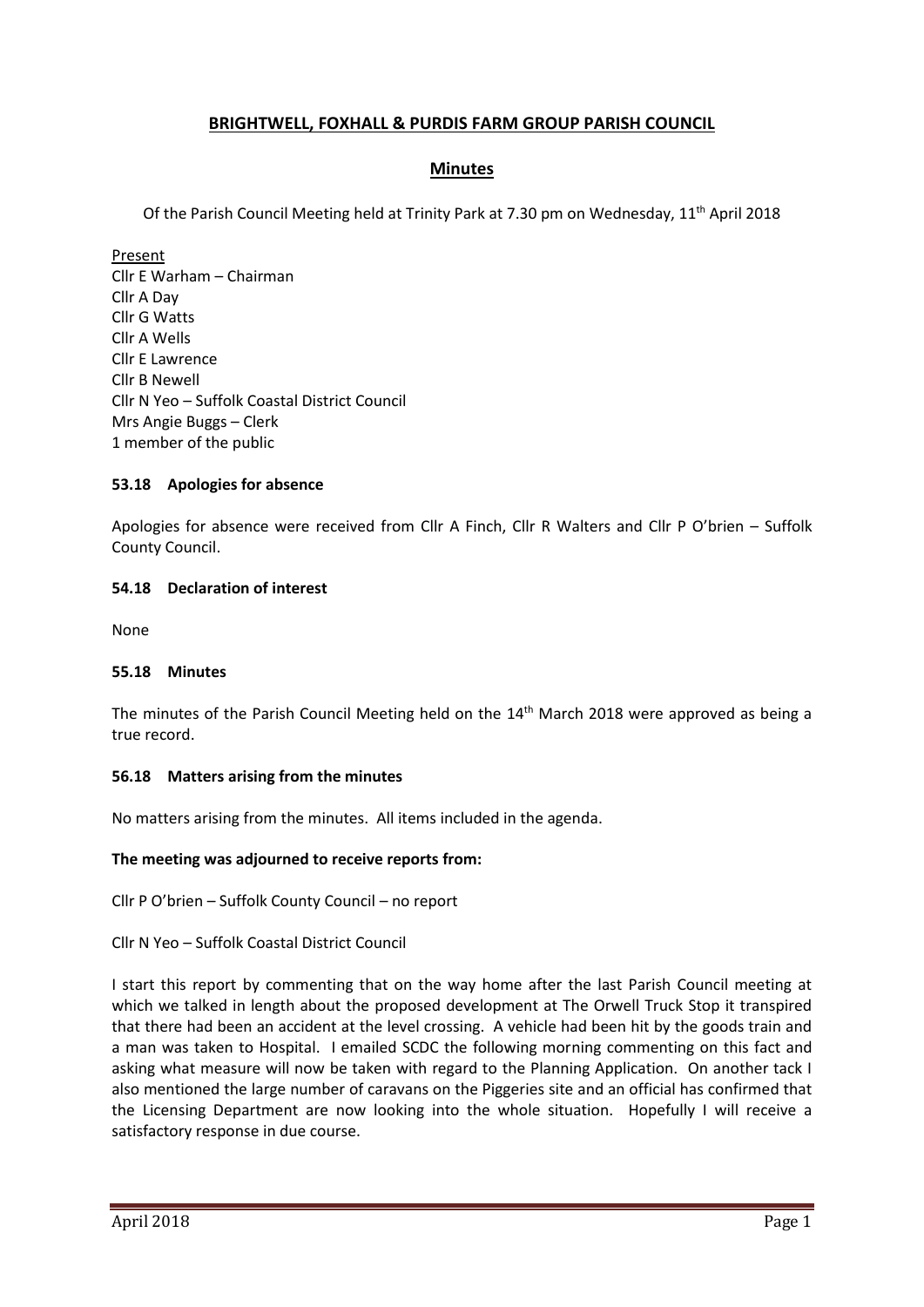# BRIGHTWELL, FOXHALL & PURDIS FARM GROUP PARISH COUNCIL

## Minutes

Of the Parish Council Meeting held at Trinity Park at 7.30 pm on Wednesday, 11th April 2018

Present
Cllr E Warham – Chairman
Cllr A Day
Cllr G Watts
Cllr A Wells
Cllr E Lawrence
Cllr B Newell
Cllr N Yeo – Suffolk Coastal District Council
Mrs Angie Buggs – Clerk
1 member of the public

### 53.18 Apologies for absence

Apologies for absence were received from Cllr A Finch, Cllr R Walters and Cllr P O'brien – Suffolk County Council.

### 54.18 Declaration of interest

None

### 55.18 Minutes

The minutes of the Parish Council Meeting held on the 14th March 2018 were approved as being a true record.

### 56.18 Matters arising from the minutes

No matters arising from the minutes. All items included in the agenda.

**The meeting was adjourned to receive reports from:**

Cllr P O'brien – Suffolk County Council – no report

Cllr N Yeo – Suffolk Coastal District Council

I start this report by commenting that on the way home after the last Parish Council meeting at which we talked in length about the proposed development at The Orwell Truck Stop it transpired that there had been an accident at the level crossing. A vehicle had been hit by the goods train and a man was taken to Hospital. I emailed SCDC the following morning commenting on this fact and asking what measure will now be taken with regard to the Planning Application. On another tack I also mentioned the large number of caravans on the Piggeries site and an official has confirmed that the Licensing Department are now looking into the whole situation. Hopefully I will receive a satisfactory response in due course.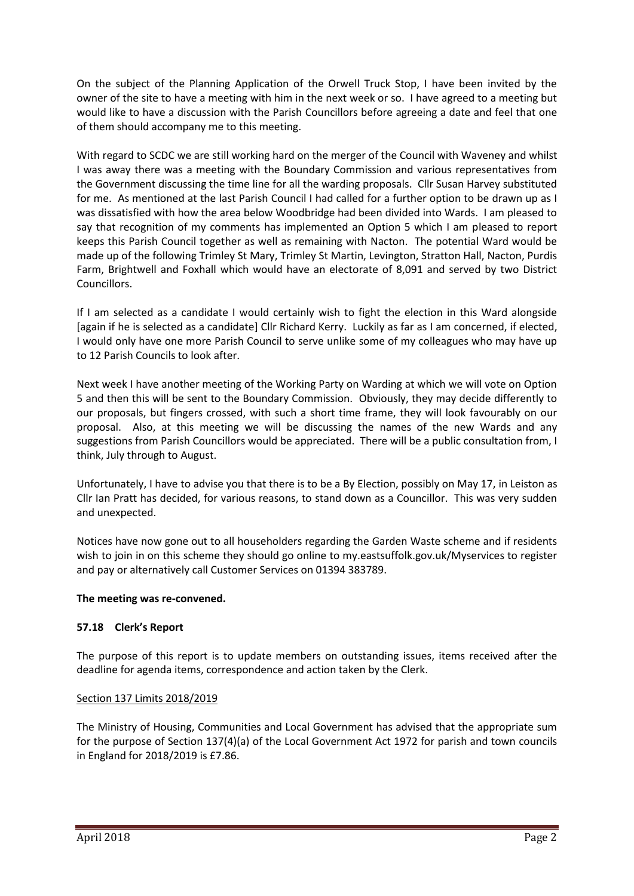On the subject of the Planning Application of the Orwell Truck Stop, I have been invited by the owner of the site to have a meeting with him in the next week or so. I have agreed to a meeting but would like to have a discussion with the Parish Councillors before agreeing a date and feel that one of them should accompany me to this meeting.

With regard to SCDC we are still working hard on the merger of the Council with Waveney and whilst I was away there was a meeting with the Boundary Commission and various representatives from the Government discussing the time line for all the warding proposals. Cllr Susan Harvey substituted for me. As mentioned at the last Parish Council I had called for a further option to be drawn up as I was dissatisfied with how the area below Woodbridge had been divided into Wards. I am pleased to say that recognition of my comments has implemented an Option 5 which I am pleased to report keeps this Parish Council together as well as remaining with Nacton. The potential Ward would be made up of the following Trimley St Mary, Trimley St Martin, Levington, Stratton Hall, Nacton, Purdis Farm, Brightwell and Foxhall which would have an electorate of 8,091 and served by two District Councillors.

If I am selected as a candidate I would certainly wish to fight the election in this Ward alongside [again if he is selected as a candidate] Cllr Richard Kerry. Luckily as far as I am concerned, if elected, I would only have one more Parish Council to serve unlike some of my colleagues who may have up to 12 Parish Councils to look after.

Next week I have another meeting of the Working Party on Warding at which we will vote on Option 5 and then this will be sent to the Boundary Commission. Obviously, they may decide differently to our proposals, but fingers crossed, with such a short time frame, they will look favourably on our proposal. Also, at this meeting we will be discussing the names of the new Wards and any suggestions from Parish Councillors would be appreciated. There will be a public consultation from, I think, July through to August.

Unfortunately, I have to advise you that there is to be a By Election, possibly on May 17, in Leiston as Cllr Ian Pratt has decided, for various reasons, to stand down as a Councillor. This was very sudden and unexpected.

Notices have now gone out to all householders regarding the Garden Waste scheme and if residents wish to join in on this scheme they should go online to my.eastsuffolk.gov.uk/Myservices to register and pay or alternatively call Customer Services on 01394 383789.

**The meeting was re-convened.**

### 57.18 Clerk's Report

The purpose of this report is to update members on outstanding issues, items received after the deadline for agenda items, correspondence and action taken by the Clerk.

Section 137 Limits 2018/2019

The Ministry of Housing, Communities and Local Government has advised that the appropriate sum for the purpose of Section 137(4)(a) of the Local Government Act 1972 for parish and town councils in England for 2018/2019 is £7.86.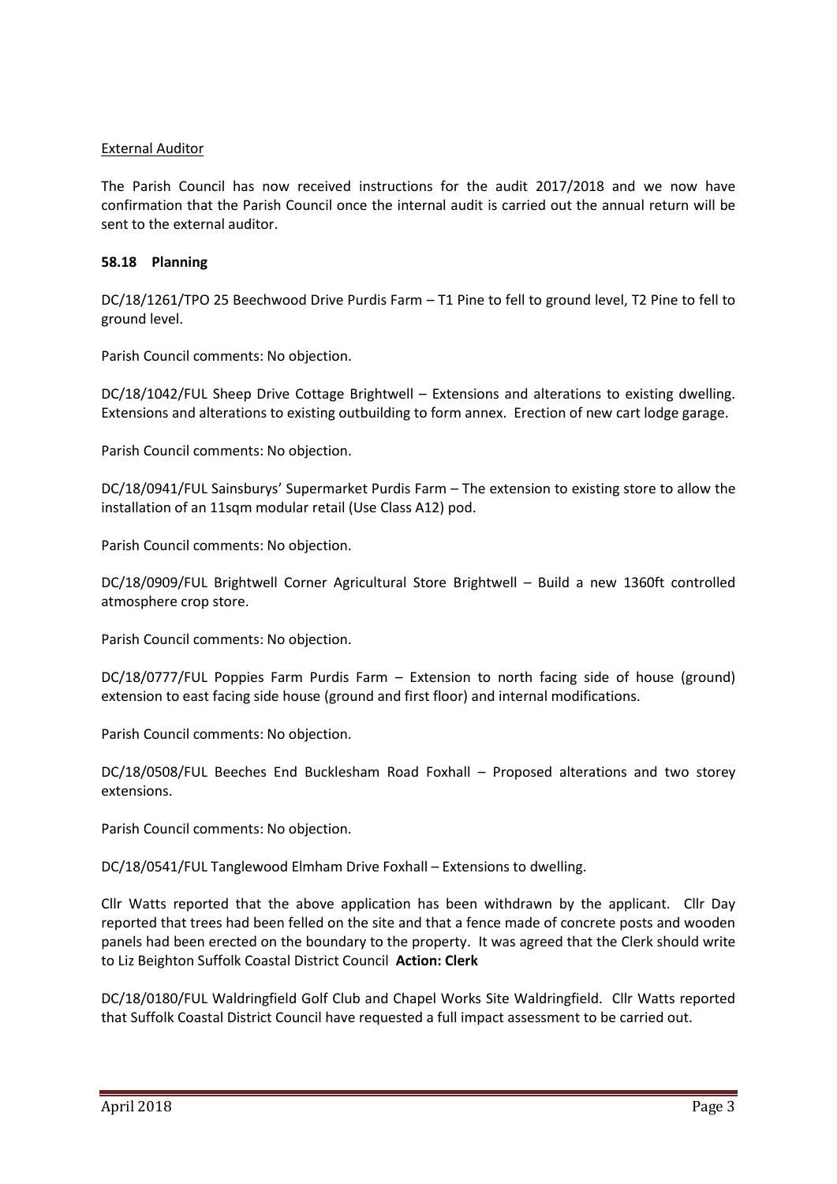<u>External Auditor</u>

The Parish Council has now received instructions for the audit 2017/2018 and we now have confirmation that the Parish Council once the internal audit is carried out the annual return will be sent to the external auditor.

**58.18 Planning**

DC/18/1261/TPO 25 Beechwood Drive Purdis Farm – T1 Pine to fell to ground level, T2 Pine to fell to ground level.

Parish Council comments: No objection.

DC/18/1042/FUL Sheep Drive Cottage Brightwell – Extensions and alterations to existing dwelling. Extensions and alterations to existing outbuilding to form annex. Erection of new cart lodge garage.

Parish Council comments: No objection.

DC/18/0941/FUL Sainsburys' Supermarket Purdis Farm – The extension to existing store to allow the installation of an 11sqm modular retail (Use Class A12) pod.

Parish Council comments: No objection.

DC/18/0909/FUL Brightwell Corner Agricultural Store Brightwell – Build a new 1360ft controlled atmosphere crop store.

Parish Council comments: No objection.

DC/18/0777/FUL Poppies Farm Purdis Farm – Extension to north facing side of house (ground) extension to east facing side house (ground and first floor) and internal modifications.

Parish Council comments: No objection.

DC/18/0508/FUL Beeches End Bucklesham Road Foxhall – Proposed alterations and two storey extensions.

Parish Council comments: No objection.

DC/18/0541/FUL Tanglewood Elmham Drive Foxhall – Extensions to dwelling.

Cllr Watts reported that the above application has been withdrawn by the applicant. Cllr Day reported that trees had been felled on the site and that a fence made of concrete posts and wooden panels had been erected on the boundary to the property. It was agreed that the Clerk should write to Liz Beighton Suffolk Coastal District Council **Action: Clerk**

DC/18/0180/FUL Waldringfield Golf Club and Chapel Works Site Waldringfield. Cllr Watts reported that Suffolk Coastal District Council have requested a full impact assessment to be carried out.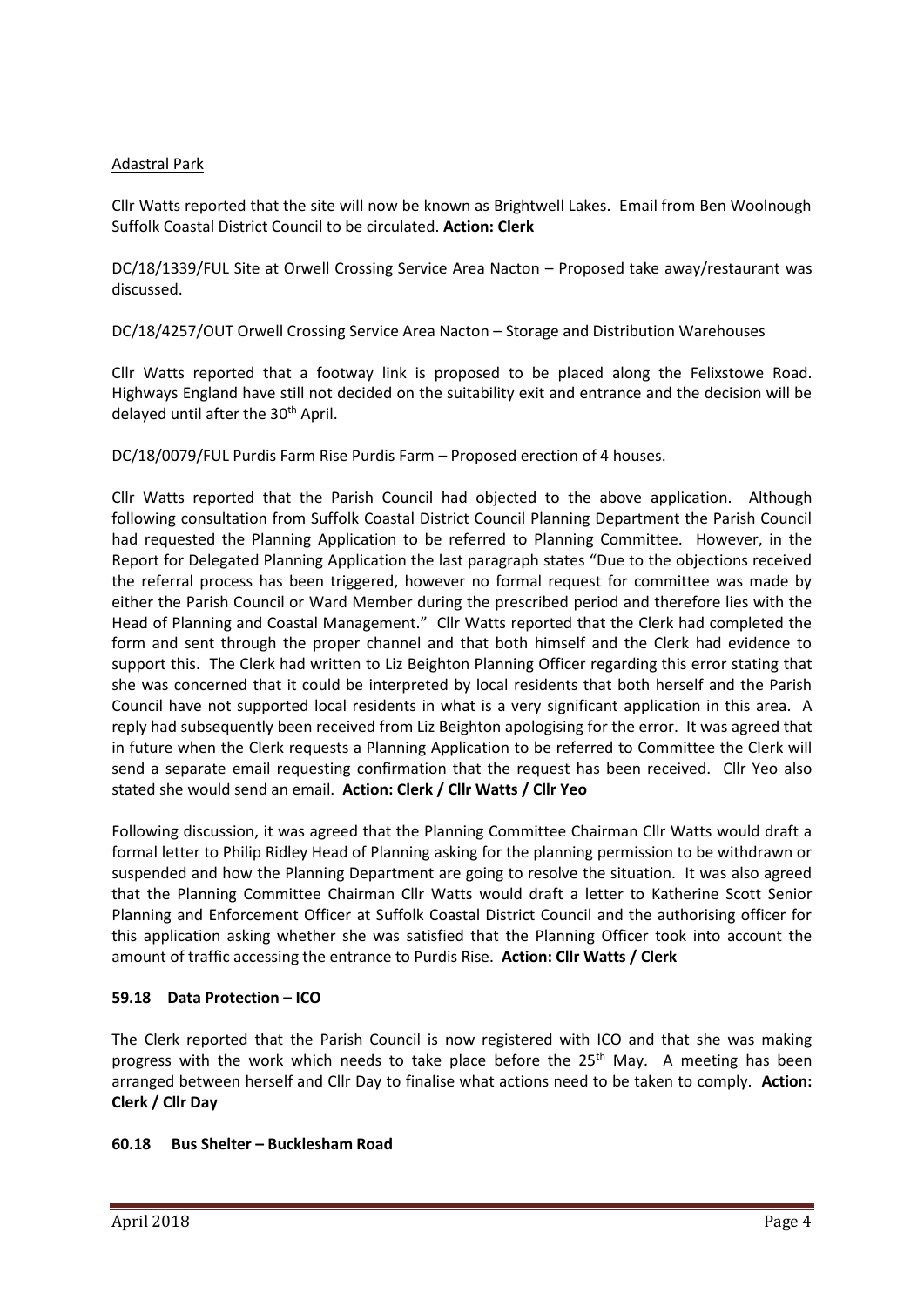Adastral Park

Cllr Watts reported that the site will now be known as Brightwell Lakes. Email from Ben Woolnough Suffolk Coastal District Council to be circulated. **Action: Clerk**

DC/18/1339/FUL Site at Orwell Crossing Service Area Nacton – Proposed take away/restaurant was discussed.

DC/18/4257/OUT Orwell Crossing Service Area Nacton – Storage and Distribution Warehouses

Cllr Watts reported that a footway link is proposed to be placed along the Felixstowe Road. Highways England have still not decided on the suitability exit and entrance and the decision will be delayed until after the 30th April.

DC/18/0079/FUL Purdis Farm Rise Purdis Farm – Proposed erection of 4 houses.

Cllr Watts reported that the Parish Council had objected to the above application. Although following consultation from Suffolk Coastal District Council Planning Department the Parish Council had requested the Planning Application to be referred to Planning Committee. However, in the Report for Delegated Planning Application the last paragraph states "Due to the objections received the referral process has been triggered, however no formal request for committee was made by either the Parish Council or Ward Member during the prescribed period and therefore lies with the Head of Planning and Coastal Management." Cllr Watts reported that the Clerk had completed the form and sent through the proper channel and that both himself and the Clerk had evidence to support this. The Clerk had written to Liz Beighton Planning Officer regarding this error stating that she was concerned that it could be interpreted by local residents that both herself and the Parish Council have not supported local residents in what is a very significant application in this area. A reply had subsequently been received from Liz Beighton apologising for the error. It was agreed that in future when the Clerk requests a Planning Application to be referred to Committee the Clerk will send a separate email requesting confirmation that the request has been received. Cllr Yeo also stated she would send an email. **Action: Clerk / Cllr Watts / Cllr Yeo**

Following discussion, it was agreed that the Planning Committee Chairman Cllr Watts would draft a formal letter to Philip Ridley Head of Planning asking for the planning permission to be withdrawn or suspended and how the Planning Department are going to resolve the situation. It was also agreed that the Planning Committee Chairman Cllr Watts would draft a letter to Katherine Scott Senior Planning and Enforcement Officer at Suffolk Coastal District Council and the authorising officer for this application asking whether she was satisfied that the Planning Officer took into account the amount of traffic accessing the entrance to Purdis Rise. **Action: Cllr Watts / Clerk**

### 59.18 Data Protection – ICO

The Clerk reported that the Parish Council is now registered with ICO and that she was making progress with the work which needs to take place before the 25th May. A meeting has been arranged between herself and Cllr Day to finalise what actions need to be taken to comply. **Action: Clerk / Cllr Day**

### 60.18 Bus Shelter – Bucklesham Road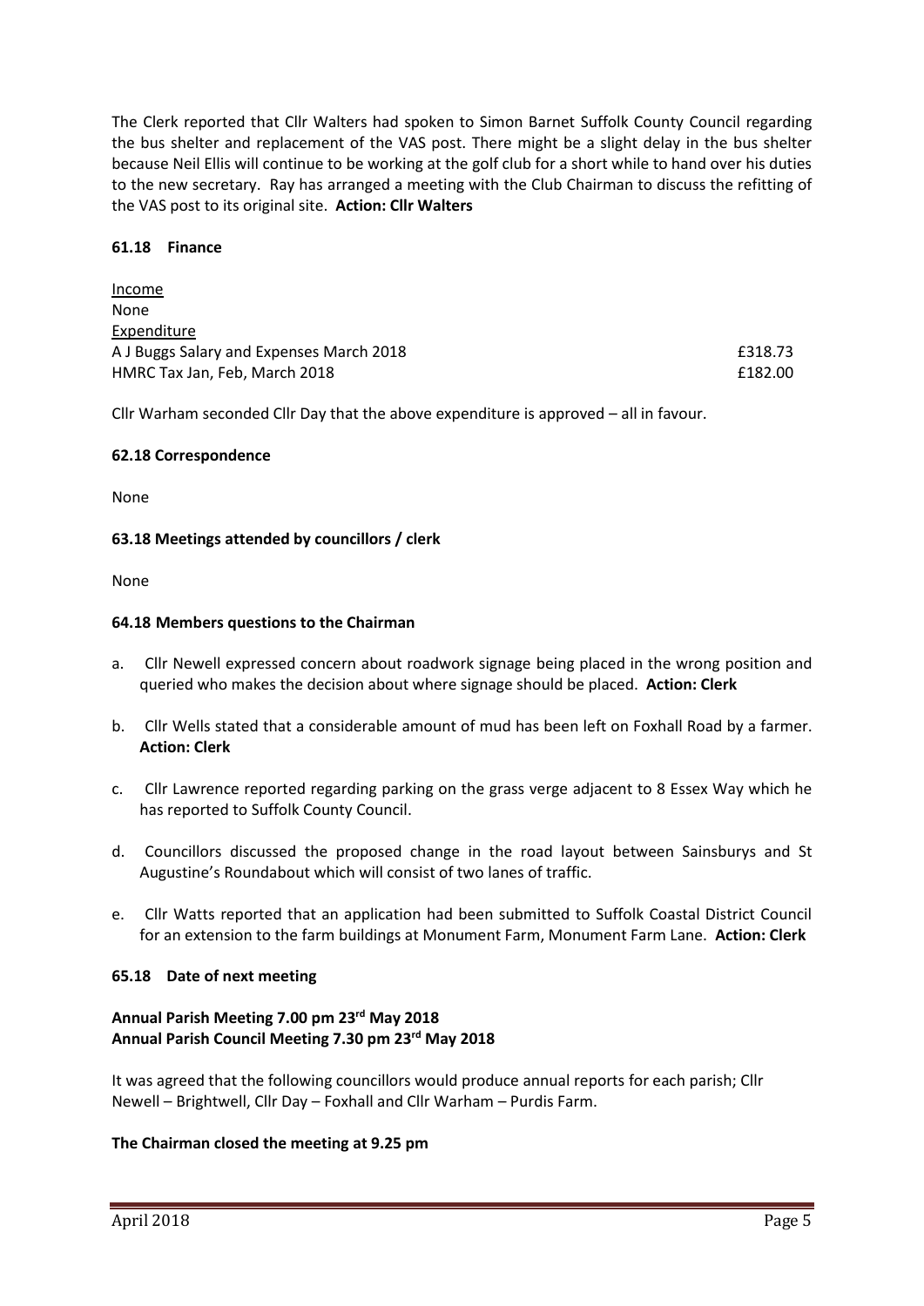The Clerk reported that Cllr Walters had spoken to Simon Barnet Suffolk County Council regarding the bus shelter and replacement of the VAS post. There might be a slight delay in the bus shelter because Neil Ellis will continue to be working at the golf club for a short while to hand over his duties to the new secretary. Ray has arranged a meeting with the Club Chairman to discuss the refitting of the VAS post to its original site. **Action: Cllr Walters**

### 61.18 Finance

Income
None
Expenditure

| | |
|---|---|
| A J Buggs Salary and Expenses March 2018 | £318.73 |
| HMRC Tax Jan, Feb, March 2018 | £182.00 |

Cllr Warham seconded Cllr Day that the above expenditure is approved – all in favour.

### 62.18 Correspondence

None

### 63.18 Meetings attended by councillors / clerk

None

### 64.18 Members questions to the Chairman

a. Cllr Newell expressed concern about roadwork signage being placed in the wrong position and queried who makes the decision about where signage should be placed. **Action: Clerk**

b. Cllr Wells stated that a considerable amount of mud has been left on Foxhall Road by a farmer. **Action: Clerk**

c. Cllr Lawrence reported regarding parking on the grass verge adjacent to 8 Essex Way which he has reported to Suffolk County Council.

d. Councillors discussed the proposed change in the road layout between Sainsburys and St Augustine's Roundabout which will consist of two lanes of traffic.

e. Cllr Watts reported that an application had been submitted to Suffolk Coastal District Council for an extension to the farm buildings at Monument Farm, Monument Farm Lane. **Action: Clerk**

### 65.18 Date of next meeting

**Annual Parish Meeting 7.00 pm 23rd May 2018**
**Annual Parish Council Meeting 7.30 pm 23rd May 2018**

It was agreed that the following councillors would produce annual reports for each parish; Cllr Newell – Brightwell, Cllr Day – Foxhall and Cllr Warham – Purdis Farm.

**The Chairman closed the meeting at 9.25 pm**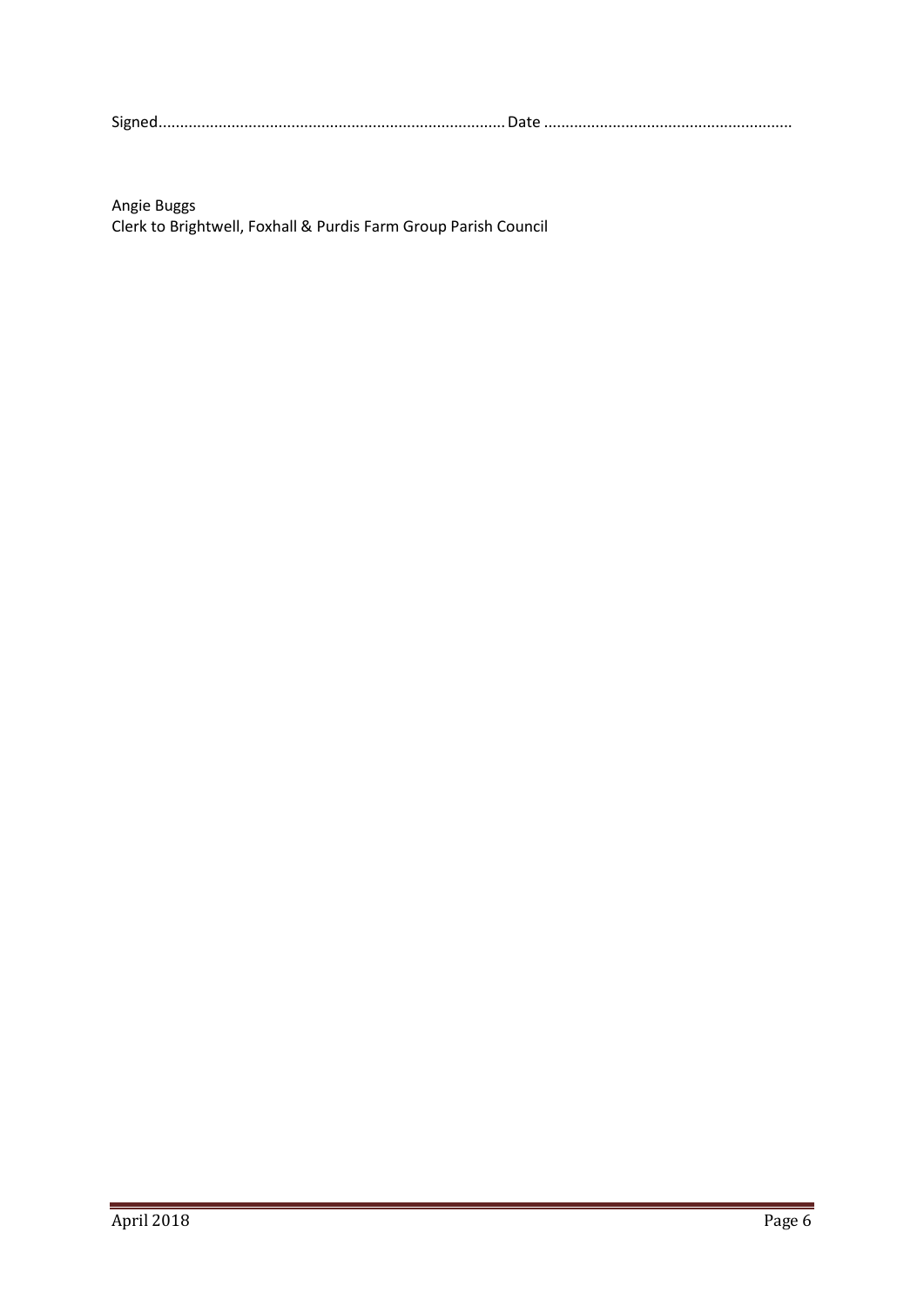Signed............................................................................... Date ........................................................

Angie Buggs
Clerk to Brightwell, Foxhall & Purdis Farm Group Parish Council